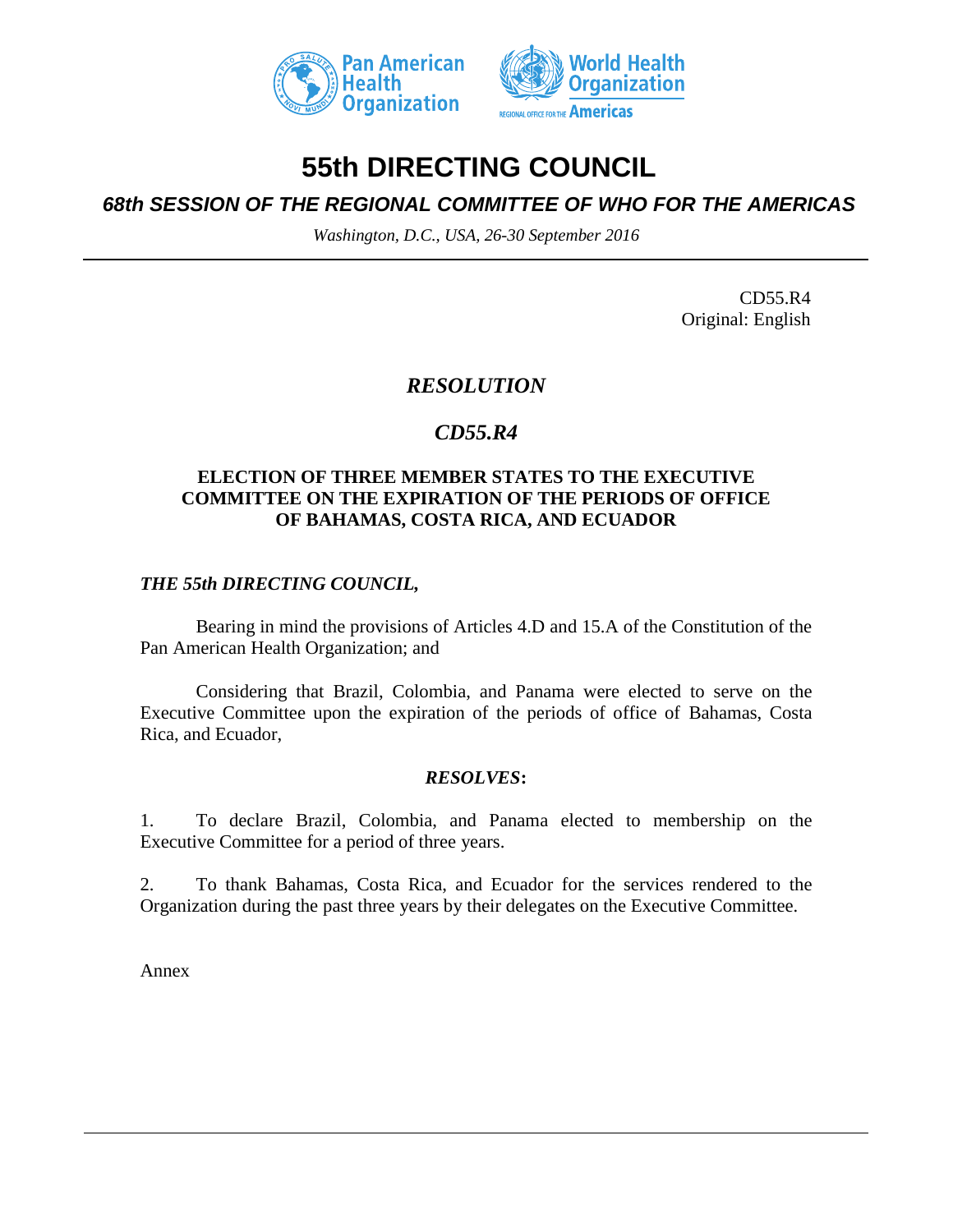# 55th DIRECTING COUNCIL

## *68th SESSION OF THE REGIONAL COMMITTEE OF WHO FOR THE AMERICAS*

*Washington, D.C., USA, 26-30 September 2016*

CD55.R4
Original: English

## *RESOLUTION*

## *CD55.R4*

### ELECTION OF THREE MEMBER STATES TO THE EXECUTIVE COMMITTEE ON THE EXPIRATION OF THE PERIODS OF OFFICE OF BAHAMAS, COSTA RICA, AND ECUADOR

***THE 55th DIRECTING COUNCIL,***

Bearing in mind the provisions of Articles 4.D and 15.A of the Constitution of the Pan American Health Organization; and

Considering that Brazil, Colombia, and Panama were elected to serve on the Executive Committee upon the expiration of the periods of office of Bahamas, Costa Rica, and Ecuador,

***RESOLVES*:**

1. To declare Brazil, Colombia, and Panama elected to membership on the Executive Committee for a period of three years.

2. To thank Bahamas, Costa Rica, and Ecuador for the services rendered to the Organization during the past three years by their delegates on the Executive Committee.

Annex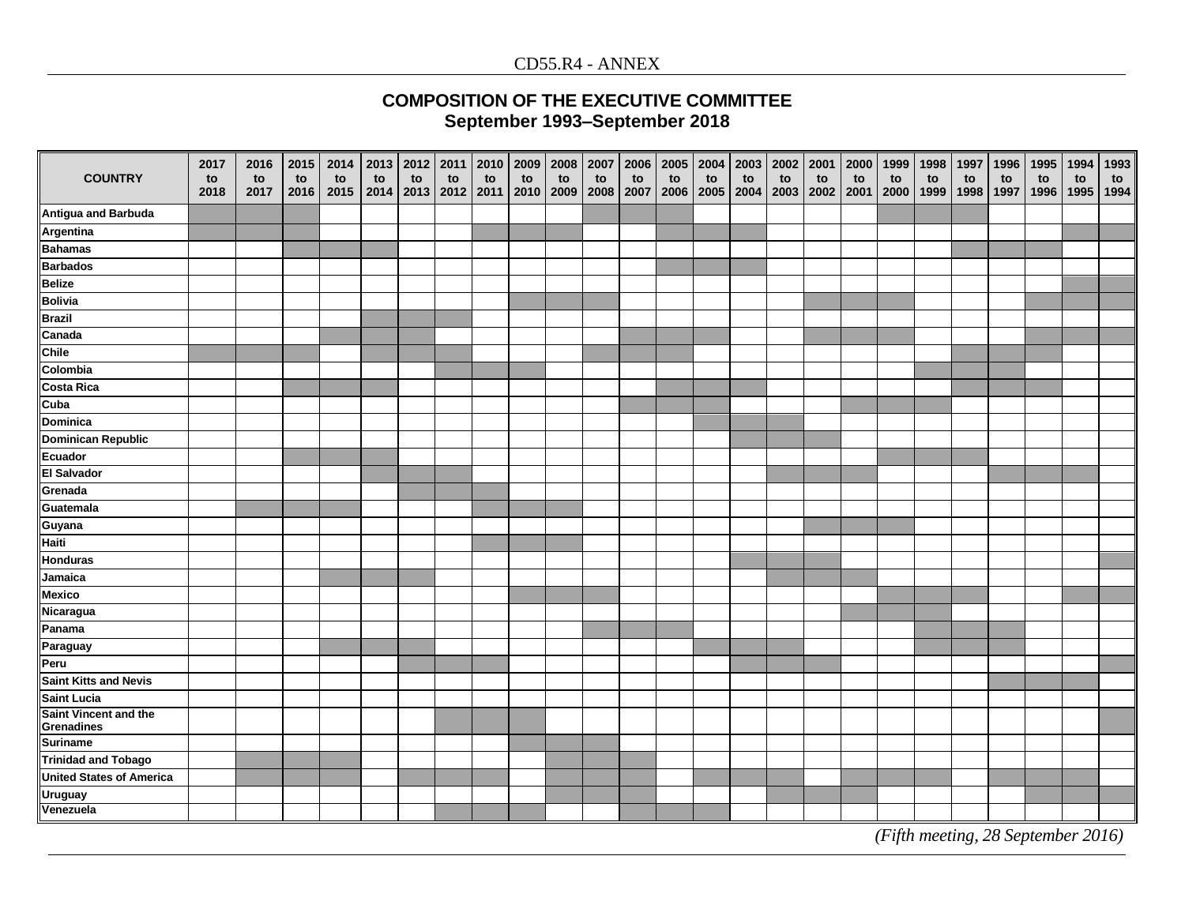# COMPOSITION OF THE EXECUTIVE COMMITTEE

## September 1993–September 2018

(Shaded cells in the original are shown as ■.)

| COUNTRY | 2017 to 2018 | 2016 to 2017 | 2015 to 2016 | 2014 to 2015 | 2013 to 2014 | 2012 to 2013 | 2011 to 2012 | 2010 to 2011 | 2009 to 2010 | 2008 to 2009 | 2007 to 2008 | 2006 to 2007 | 2005 to 2006 | 2004 to 2005 | 2003 to 2004 | 2002 to 2003 | 2001 to 2002 | 2000 to 2001 | 1999 to 2000 | 1998 to 1999 | 1997 to 1998 | 1996 to 1997 | 1995 to 1996 | 1994 to 1995 | 1993 to 1994 |
|---|---|---|---|---|---|---|---|---|---|---|---|---|---|---|---|---|---|---|---|---|---|---|---|---|---|
| Antigua and Barbuda | ■ | ■ | ■ | | | | | | | | ■ | ■ | ■ | | | | | | ■ | ■ | ■ | | | | |
| Argentina | ■ | ■ | ■ | | | | | ■ | ■ | ■ | | | ■ | ■ | ■ | | | | | | | | | ■ | ■ |
| Bahamas | | | ■ | ■ | ■ | | | | | | | | | | | | | | | | ■ | ■ | ■ | | |
| Barbados | | | | | | | | | | | | | ■ | ■ | ■ | | | | | | | | | | |
| Belize | | | | | | | | | | | | | | | | | | | | | | | | ■ | ■ |
| Bolivia | | | | | | | | | ■ | ■ | ■ | | | | | | ■ | ■ | ■ | | | | ■ | ■ | ■ |
| Brazil | | | | | ■ | ■ | ■ | | | | | | | | | | | | | | | | | | |
| Canada | | | | ■ | ■ | ■ | | | | | | ■ | ■ | ■ | | | ■ | ■ | ■ | | | | ■ | ■ | ■ |
| Chile | ■ | ■ | ■ | | ■ | ■ | ■ | | | | ■ | ■ | ■ | | | | | | | | ■ | ■ | ■ | | |
| Colombia | | | | | | | ■ | ■ | ■ | | | | | | | | | | | ■ | ■ | ■ | | | |
| Costa Rica | | | ■ | ■ | ■ | | | | | | | | ■ | ■ | ■ | | | | | | ■ | ■ | ■ | | |
| Cuba | | | | | | | | | | | | ■ | ■ | ■ | | | | ■ | ■ | ■ | | | | | |
| Dominica | | | | | | | | | | | | | | ■ | ■ | ■ | | | | | | | | | |
| Dominican Republic | | | | | | | | | | | | | | | ■ | ■ | ■ | | | | | | | | |
| Ecuador | | | ■ | ■ | ■ | | | | | | | | | | | | | | ■ | ■ | ■ | | | | |
| El Salvador | | | | | ■ | ■ | ■ | | | | | | | | | ■ | ■ | ■ | | | | ■ | ■ | ■ | |
| Grenada | | | | | | ■ | ■ | ■ | | | | | | | | | | | | | | | | | |
| Guatemala | | ■ | ■ | ■ | | | | ■ | ■ | ■ | | | | | | | | | | | | | | | |
| Guyana | | | | | | | | | | | | | | | | | ■ | ■ | ■ | | | | | | |
| Haiti | | | | | | | | ■ | ■ | ■ | | | | | | | | | | | | | | | |
| Honduras | | | | | | | | | | | | | | | ■ | ■ | ■ | | | | | | | | ■ |
| Jamaica | | | | ■ | ■ | ■ | | | | | | | | | | ■ | ■ | ■ | | | | | | | |
| Mexico | | | | | | | | | ■ | ■ | ■ | | | | | | | | ■ | ■ | ■ | | | ■ | ■ |
| Nicaragua | | | | | | | | | | | | | | | | | | ■ | ■ | ■ | | | | | |
| Panama | | | | | | | | | | | ■ | ■ | ■ | | | | | | | ■ | ■ | ■ | | | |
| Paraguay | | | | ■ | ■ | ■ | | | | | | | | ■ | ■ | ■ | | | | ■ | ■ | ■ | | | |
| Peru | | | | | | ■ | ■ | ■ | | | | | | | ■ | ■ | ■ | | | | | | | | ■ |
| Saint Kitts and Nevis | | | | | | | | | | | | | | | | | | | | | | ■ | ■ | ■ | |
| Saint Lucia | | | | | | | | | | | | | | | | | | | | | | | | | |
| Saint Vincent and the Grenadines | | | | | | | ■ | ■ | ■ | | | | | | | | | | | | | | | | ■ |
| Suriname | | | | | | | | | ■ | ■ | ■ | | | | | | | | | | | | | | |
| Trinidad and Tobago | | ■ | ■ | ■ | | | | | | ■ | ■ | ■ | | | | | | | | | | | | | |
| United States of America | | ■ | ■ | ■ | | ■ | ■ | ■ | | ■ | ■ | ■ | | ■ | ■ | ■ | | ■ | ■ | ■ | | ■ | ■ | ■ | |
| Uruguay | | | | | | | | | | ■ | ■ | ■ | | | | ■ | ■ | ■ | | | | | ■ | ■ | ■ |
| Venezuela | | | | | | | ■ | ■ | ■ | | | ■ | ■ | ■ | | | | | | | | | | | |

*(Fifth meeting, 28 September 2016)*